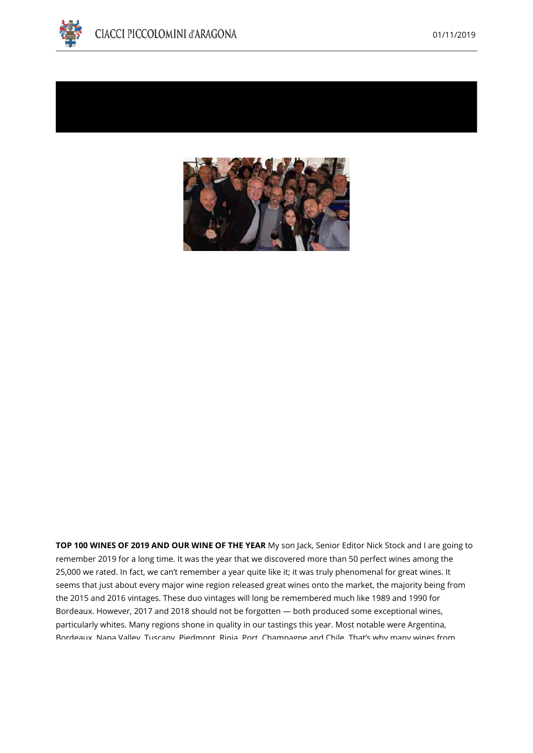**TOP 100 WINES OF 2019 AND OUR WINE OF THE YEAR** My son Jack, Senior Editor Nick Stock and I are going to remember 2019 for a long time. It was the year that we discovered more than 50 perfect wines among the 25,000 we rated. In fact, we can't remember a year quite like it; it was truly phenomenal for great wines. It seems that just about every major wine region released great wines onto the market, the majority being from the 2015 and 2016 vintages. These duo vintages will long be remembered much like 1989 and 1990 for Bordeaux. However, 2017 and 2018 should not be forgotten — both produced some exceptional wines, particularly whites. Many regions shone in quality in our tastings this year. Most notable were Argentina, Bordeaux, Napa Valley, Tuscany, Piedmont, Rioja, Port, Champagne and Chile. That's why many wines from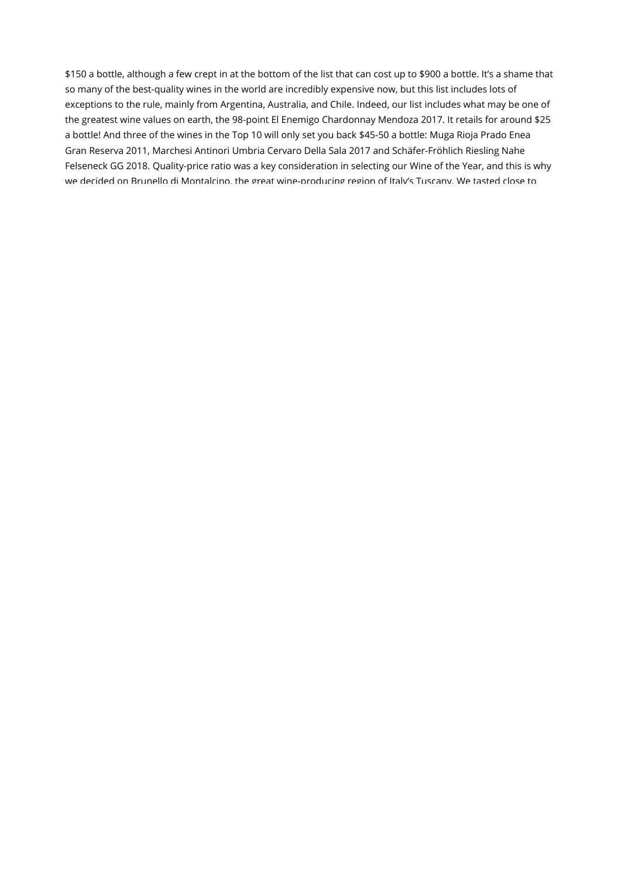$150 a bottle, although a few crept in at the bottom of the list that can cost up to $900 a bottle. It's a shame that so many of the best-quality wines in the world are incredibly expensive now, but this list includes lots of exceptions to the rule, mainly from Argentina, Australia, and Chile. Indeed, our list includes what may be one of the greatest wine values on earth, the 98-point El Enemigo Chardonnay Mendoza 2017. It retails for around $25 a bottle! And three of the wines in the Top 10 will only set you back $45-50 a bottle: Muga Rioja Prado Enea Gran Reserva 2011, Marchesi Antinori Umbria Cervaro Della Sala 2017 and Schäfer-Fröhlich Riesling Nahe Felseneck GG 2018. Quality-price ratio was a key consideration in selecting our Wine of the Year, and this is why we decided on Brunello di Montalcino, the great wine-producing region of Italy's Tuscany. We tasted close to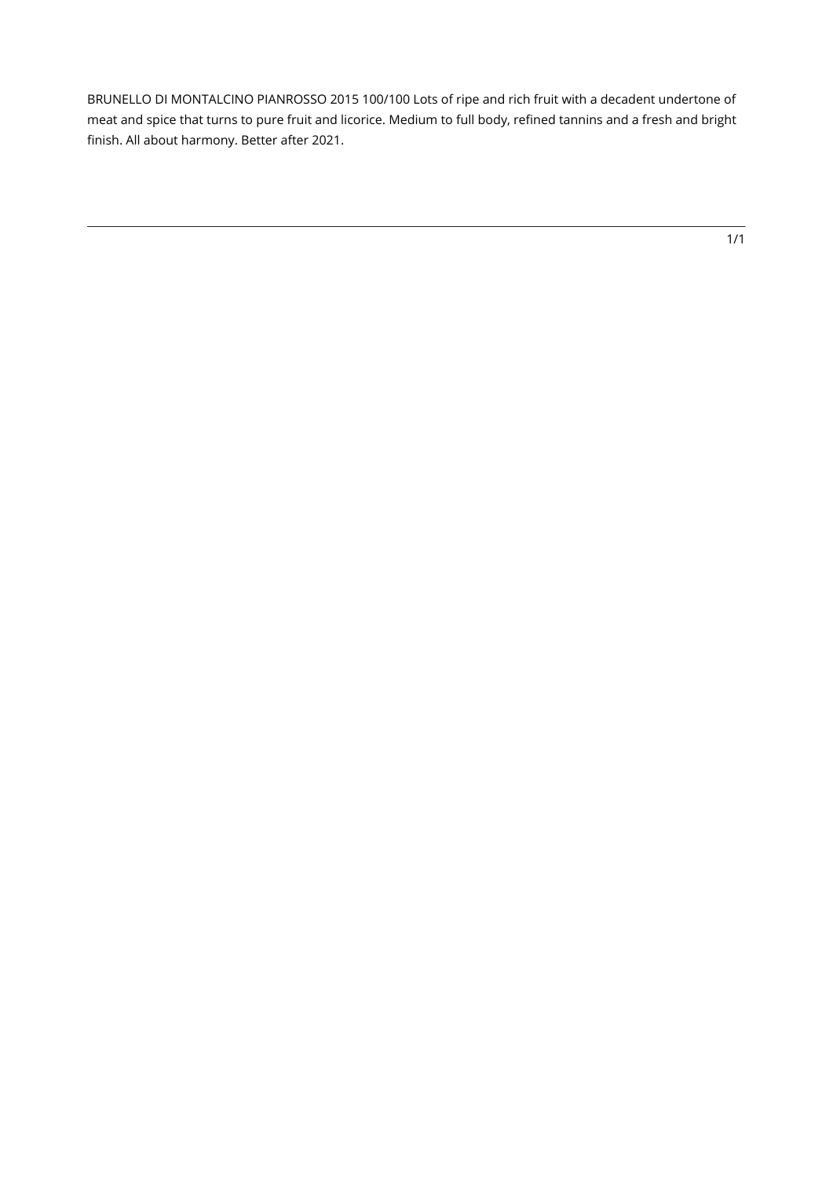BRUNELLO DI MONTALCINO PIANROSSO 2015 100/100 Lots of ripe and rich fruit with a decadent undertone of meat and spice that turns to pure fruit and licorice. Medium to full body, refined tannins and a fresh and bright finish. All about harmony. Better after 2021.